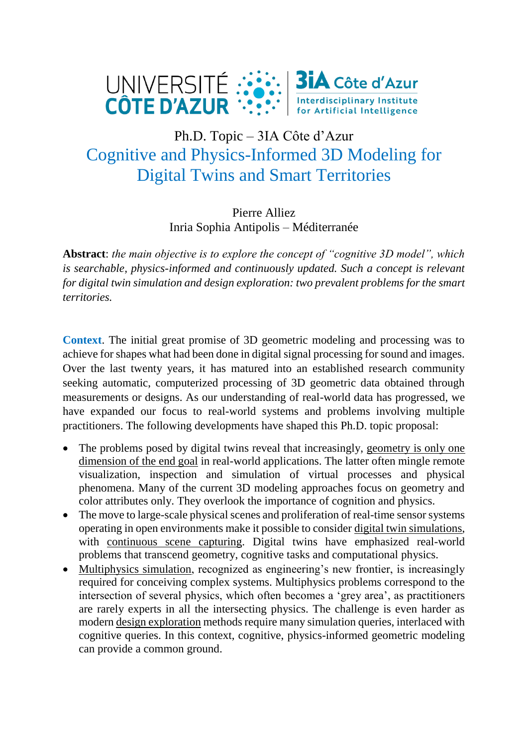Ph.D. Topic – 3IA Côte d'Azur

# Cognitive and Physics-Informed 3D Modeling for Digital Twins and Smart Territories

Pierre Alliez
Inria Sophia Antipolis – Méditerranée

**Abstract**: *the main objective is to explore the concept of "cognitive 3D model", which is searchable, physics-informed and continuously updated. Such a concept is relevant for digital twin simulation and design exploration: two prevalent problems for the smart territories.*

**Context**. The initial great promise of 3D geometric modeling and processing was to achieve for shapes what had been done in digital signal processing for sound and images. Over the last twenty years, it has matured into an established research community seeking automatic, computerized processing of 3D geometric data obtained through measurements or designs. As our understanding of real-world data has progressed, we have expanded our focus to real-world systems and problems involving multiple practitioners. The following developments have shaped this Ph.D. topic proposal:

- The problems posed by digital twins reveal that increasingly, geometry is only one dimension of the end goal in real-world applications. The latter often mingle remote visualization, inspection and simulation of virtual processes and physical phenomena. Many of the current 3D modeling approaches focus on geometry and color attributes only. They overlook the importance of cognition and physics.
- The move to large-scale physical scenes and proliferation of real-time sensor systems operating in open environments make it possible to consider digital twin simulations, with continuous scene capturing. Digital twins have emphasized real-world problems that transcend geometry, cognitive tasks and computational physics.
- Multiphysics simulation, recognized as engineering's new frontier, is increasingly required for conceiving complex systems. Multiphysics problems correspond to the intersection of several physics, which often becomes a 'grey area', as practitioners are rarely experts in all the intersecting physics. The challenge is even harder as modern design exploration methods require many simulation queries, interlaced with cognitive queries. In this context, cognitive, physics-informed geometric modeling can provide a common ground.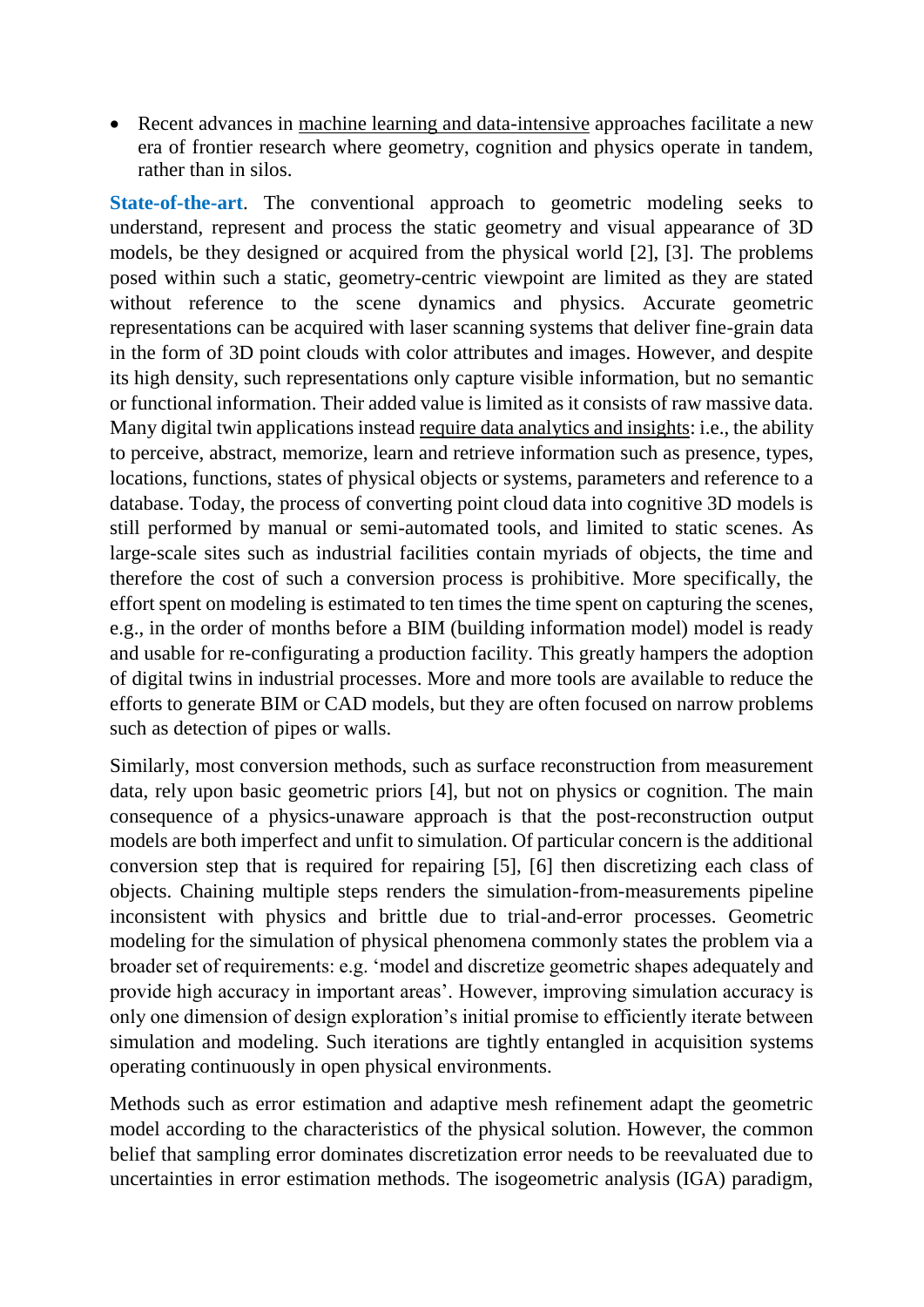- Recent advances in machine learning and data-intensive approaches facilitate a new era of frontier research where geometry, cognition and physics operate in tandem, rather than in silos.

**State-of-the-art**. The conventional approach to geometric modeling seeks to understand, represent and process the static geometry and visual appearance of 3D models, be they designed or acquired from the physical world [2], [3]. The problems posed within such a static, geometry-centric viewpoint are limited as they are stated without reference to the scene dynamics and physics. Accurate geometric representations can be acquired with laser scanning systems that deliver fine-grain data in the form of 3D point clouds with color attributes and images. However, and despite its high density, such representations only capture visible information, but no semantic or functional information. Their added value is limited as it consists of raw massive data. Many digital twin applications instead require data analytics and insights: i.e., the ability to perceive, abstract, memorize, learn and retrieve information such as presence, types, locations, functions, states of physical objects or systems, parameters and reference to a database. Today, the process of converting point cloud data into cognitive 3D models is still performed by manual or semi-automated tools, and limited to static scenes. As large-scale sites such as industrial facilities contain myriads of objects, the time and therefore the cost of such a conversion process is prohibitive. More specifically, the effort spent on modeling is estimated to ten times the time spent on capturing the scenes, e.g., in the order of months before a BIM (building information model) model is ready and usable for re-configurating a production facility. This greatly hampers the adoption of digital twins in industrial processes. More and more tools are available to reduce the efforts to generate BIM or CAD models, but they are often focused on narrow problems such as detection of pipes or walls.

Similarly, most conversion methods, such as surface reconstruction from measurement data, rely upon basic geometric priors [4], but not on physics or cognition. The main consequence of a physics-unaware approach is that the post-reconstruction output models are both imperfect and unfit to simulation. Of particular concern is the additional conversion step that is required for repairing [5], [6] then discretizing each class of objects. Chaining multiple steps renders the simulation-from-measurements pipeline inconsistent with physics and brittle due to trial-and-error processes. Geometric modeling for the simulation of physical phenomena commonly states the problem via a broader set of requirements: e.g. 'model and discretize geometric shapes adequately and provide high accuracy in important areas'. However, improving simulation accuracy is only one dimension of design exploration's initial promise to efficiently iterate between simulation and modeling. Such iterations are tightly entangled in acquisition systems operating continuously in open physical environments.

Methods such as error estimation and adaptive mesh refinement adapt the geometric model according to the characteristics of the physical solution. However, the common belief that sampling error dominates discretization error needs to be reevaluated due to uncertainties in error estimation methods. The isogeometric analysis (IGA) paradigm,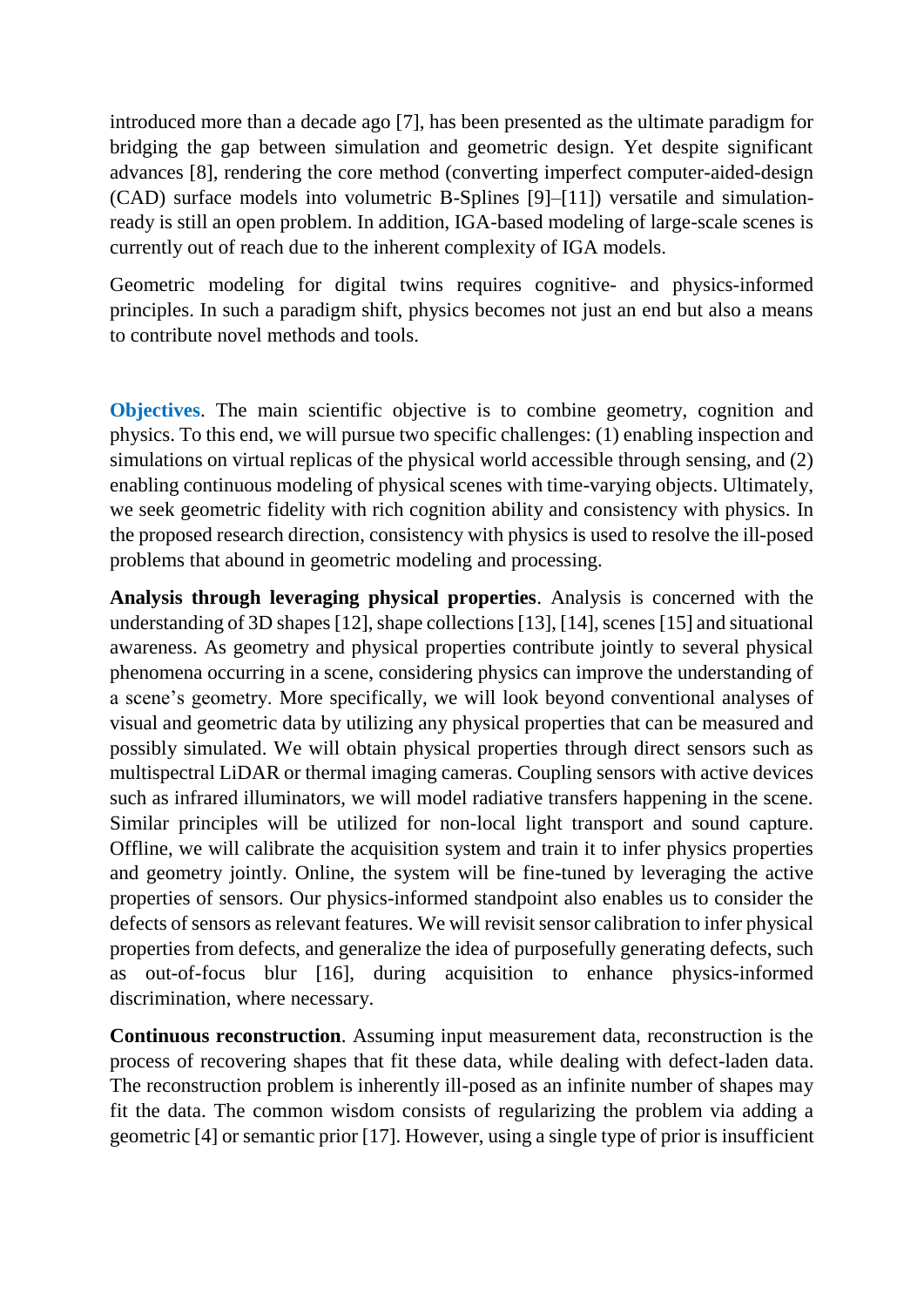introduced more than a decade ago [7], has been presented as the ultimate paradigm for bridging the gap between simulation and geometric design. Yet despite significant advances [8], rendering the core method (converting imperfect computer-aided-design (CAD) surface models into volumetric B-Splines [9]–[11]) versatile and simulation-ready is still an open problem. In addition, IGA-based modeling of large-scale scenes is currently out of reach due to the inherent complexity of IGA models.

Geometric modeling for digital twins requires cognitive- and physics-informed principles. In such a paradigm shift, physics becomes not just an end but also a means to contribute novel methods and tools.

**Objectives**. The main scientific objective is to combine geometry, cognition and physics. To this end, we will pursue two specific challenges: (1) enabling inspection and simulations on virtual replicas of the physical world accessible through sensing, and (2) enabling continuous modeling of physical scenes with time-varying objects. Ultimately, we seek geometric fidelity with rich cognition ability and consistency with physics. In the proposed research direction, consistency with physics is used to resolve the ill-posed problems that abound in geometric modeling and processing.

**Analysis through leveraging physical properties**. Analysis is concerned with the understanding of 3D shapes [12], shape collections [13], [14], scenes [15] and situational awareness. As geometry and physical properties contribute jointly to several physical phenomena occurring in a scene, considering physics can improve the understanding of a scene's geometry. More specifically, we will look beyond conventional analyses of visual and geometric data by utilizing any physical properties that can be measured and possibly simulated. We will obtain physical properties through direct sensors such as multispectral LiDAR or thermal imaging cameras. Coupling sensors with active devices such as infrared illuminators, we will model radiative transfers happening in the scene. Similar principles will be utilized for non-local light transport and sound capture. Offline, we will calibrate the acquisition system and train it to infer physics properties and geometry jointly. Online, the system will be fine-tuned by leveraging the active properties of sensors. Our physics-informed standpoint also enables us to consider the defects of sensors as relevant features. We will revisit sensor calibration to infer physical properties from defects, and generalize the idea of purposefully generating defects, such as out-of-focus blur [16], during acquisition to enhance physics-informed discrimination, where necessary.

**Continuous reconstruction**. Assuming input measurement data, reconstruction is the process of recovering shapes that fit these data, while dealing with defect-laden data. The reconstruction problem is inherently ill-posed as an infinite number of shapes may fit the data. The common wisdom consists of regularizing the problem via adding a geometric [4] or semantic prior [17]. However, using a single type of prior is insufficient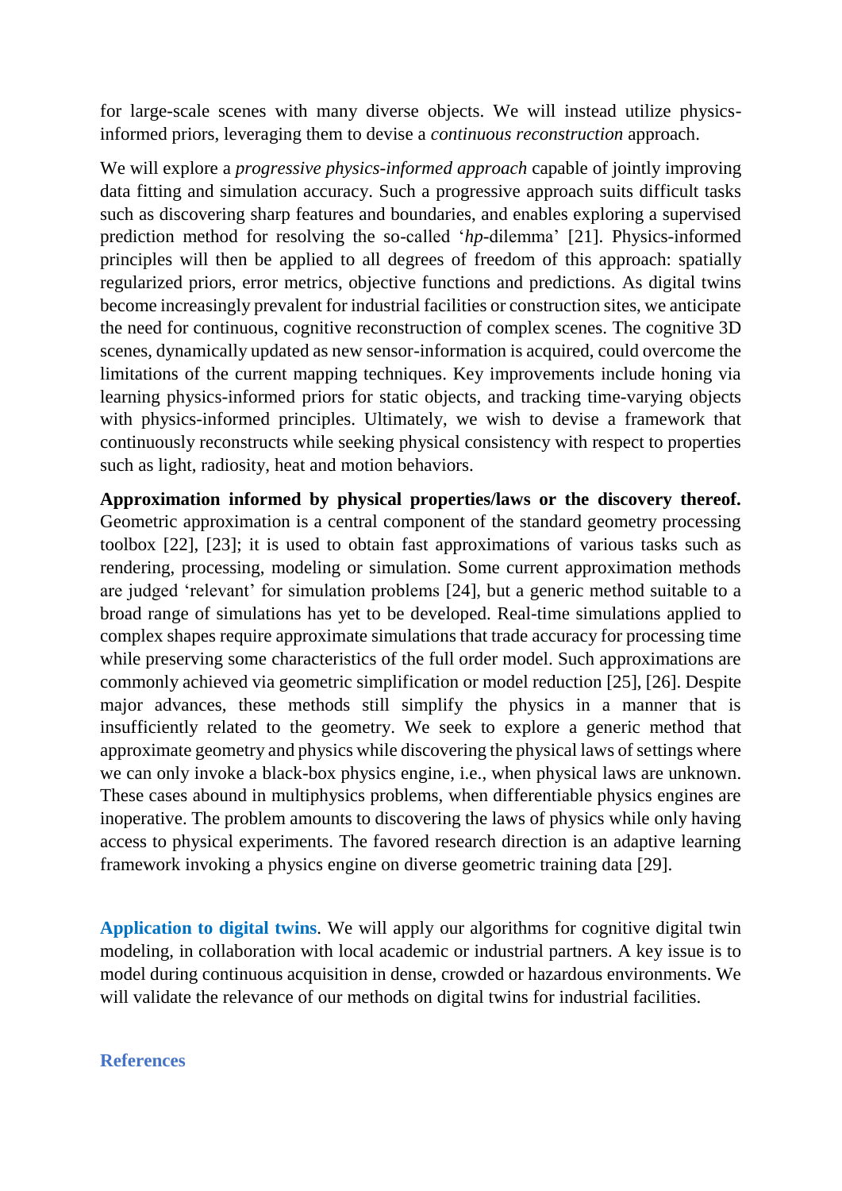for large-scale scenes with many diverse objects. We will instead utilize physics-informed priors, leveraging them to devise a *continuous reconstruction* approach.

We will explore a *progressive physics-informed approach* capable of jointly improving data fitting and simulation accuracy. Such a progressive approach suits difficult tasks such as discovering sharp features and boundaries, and enables exploring a supervised prediction method for resolving the so-called '*hp*-dilemma' [21]. Physics-informed principles will then be applied to all degrees of freedom of this approach: spatially regularized priors, error metrics, objective functions and predictions. As digital twins become increasingly prevalent for industrial facilities or construction sites, we anticipate the need for continuous, cognitive reconstruction of complex scenes. The cognitive 3D scenes, dynamically updated as new sensor-information is acquired, could overcome the limitations of the current mapping techniques. Key improvements include honing via learning physics-informed priors for static objects, and tracking time-varying objects with physics-informed principles. Ultimately, we wish to devise a framework that continuously reconstructs while seeking physical consistency with respect to properties such as light, radiosity, heat and motion behaviors.

**Approximation informed by physical properties/laws or the discovery thereof.** Geometric approximation is a central component of the standard geometry processing toolbox [22], [23]; it is used to obtain fast approximations of various tasks such as rendering, processing, modeling or simulation. Some current approximation methods are judged 'relevant' for simulation problems [24], but a generic method suitable to a broad range of simulations has yet to be developed. Real-time simulations applied to complex shapes require approximate simulations that trade accuracy for processing time while preserving some characteristics of the full order model. Such approximations are commonly achieved via geometric simplification or model reduction [25], [26]. Despite major advances, these methods still simplify the physics in a manner that is insufficiently related to the geometry. We seek to explore a generic method that approximate geometry and physics while discovering the physical laws of settings where we can only invoke a black-box physics engine, i.e., when physical laws are unknown. These cases abound in multiphysics problems, when differentiable physics engines are inoperative. The problem amounts to discovering the laws of physics while only having access to physical experiments. The favored research direction is an adaptive learning framework invoking a physics engine on diverse geometric training data [29].

**Application to digital twins**. We will apply our algorithms for cognitive digital twin modeling, in collaboration with local academic or industrial partners. A key issue is to model during continuous acquisition in dense, crowded or hazardous environments. We will validate the relevance of our methods on digital twins for industrial facilities.

## References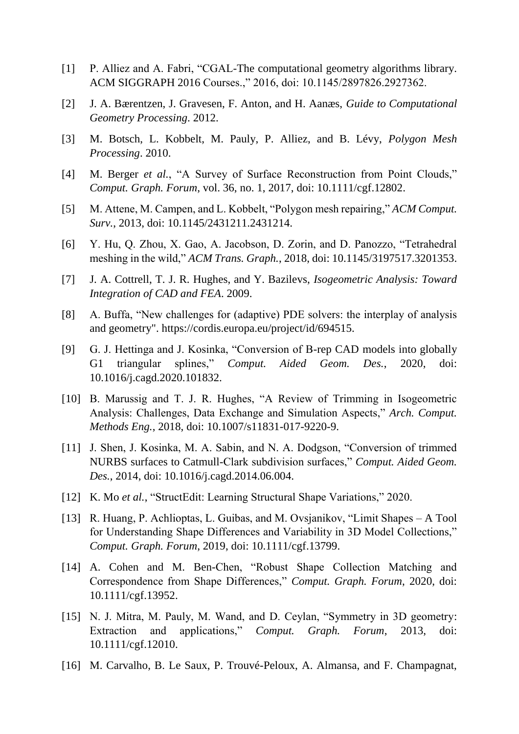[1] P. Alliez and A. Fabri, "CGAL-The computational geometry algorithms library. ACM SIGGRAPH 2016 Courses.," 2016, doi: 10.1145/2897826.2927362.

[2] J. A. Bærentzen, J. Gravesen, F. Anton, and H. Aanæs, *Guide to Computational Geometry Processing*. 2012.

[3] M. Botsch, L. Kobbelt, M. Pauly, P. Alliez, and B. Lévy, *Polygon Mesh Processing*. 2010.

[4] M. Berger *et al.*, "A Survey of Surface Reconstruction from Point Clouds," *Comput. Graph. Forum*, vol. 36, no. 1, 2017, doi: 10.1111/cgf.12802.

[5] M. Attene, M. Campen, and L. Kobbelt, "Polygon mesh repairing," *ACM Comput. Surv.*, 2013, doi: 10.1145/2431211.2431214.

[6] Y. Hu, Q. Zhou, X. Gao, A. Jacobson, D. Zorin, and D. Panozzo, "Tetrahedral meshing in the wild," *ACM Trans. Graph.*, 2018, doi: 10.1145/3197517.3201353.

[7] J. A. Cottrell, T. J. R. Hughes, and Y. Bazilevs, *Isogeometric Analysis: Toward Integration of CAD and FEA*. 2009.

[8] A. Buffa, "New challenges for (adaptive) PDE solvers: the interplay of analysis and geometry". https://cordis.europa.eu/project/id/694515.

[9] G. J. Hettinga and J. Kosinka, "Conversion of B-rep CAD models into globally G1 triangular splines," *Comput. Aided Geom. Des.*, 2020, doi: 10.1016/j.cagd.2020.101832.

[10] B. Marussig and T. J. R. Hughes, "A Review of Trimming in Isogeometric Analysis: Challenges, Data Exchange and Simulation Aspects," *Arch. Comput. Methods Eng.*, 2018, doi: 10.1007/s11831-017-9220-9.

[11] J. Shen, J. Kosinka, M. A. Sabin, and N. A. Dodgson, "Conversion of trimmed NURBS surfaces to Catmull-Clark subdivision surfaces," *Comput. Aided Geom. Des.*, 2014, doi: 10.1016/j.cagd.2014.06.004.

[12] K. Mo *et al.*, "StructEdit: Learning Structural Shape Variations," 2020.

[13] R. Huang, P. Achlioptas, L. Guibas, and M. Ovsjanikov, "Limit Shapes – A Tool for Understanding Shape Differences and Variability in 3D Model Collections," *Comput. Graph. Forum*, 2019, doi: 10.1111/cgf.13799.

[14] A. Cohen and M. Ben-Chen, "Robust Shape Collection Matching and Correspondence from Shape Differences," *Comput. Graph. Forum*, 2020, doi: 10.1111/cgf.13952.

[15] N. J. Mitra, M. Pauly, M. Wand, and D. Ceylan, "Symmetry in 3D geometry: Extraction and applications," *Comput. Graph. Forum*, 2013, doi: 10.1111/cgf.12010.

[16] M. Carvalho, B. Le Saux, P. Trouvé-Peloux, A. Almansa, and F. Champagnat,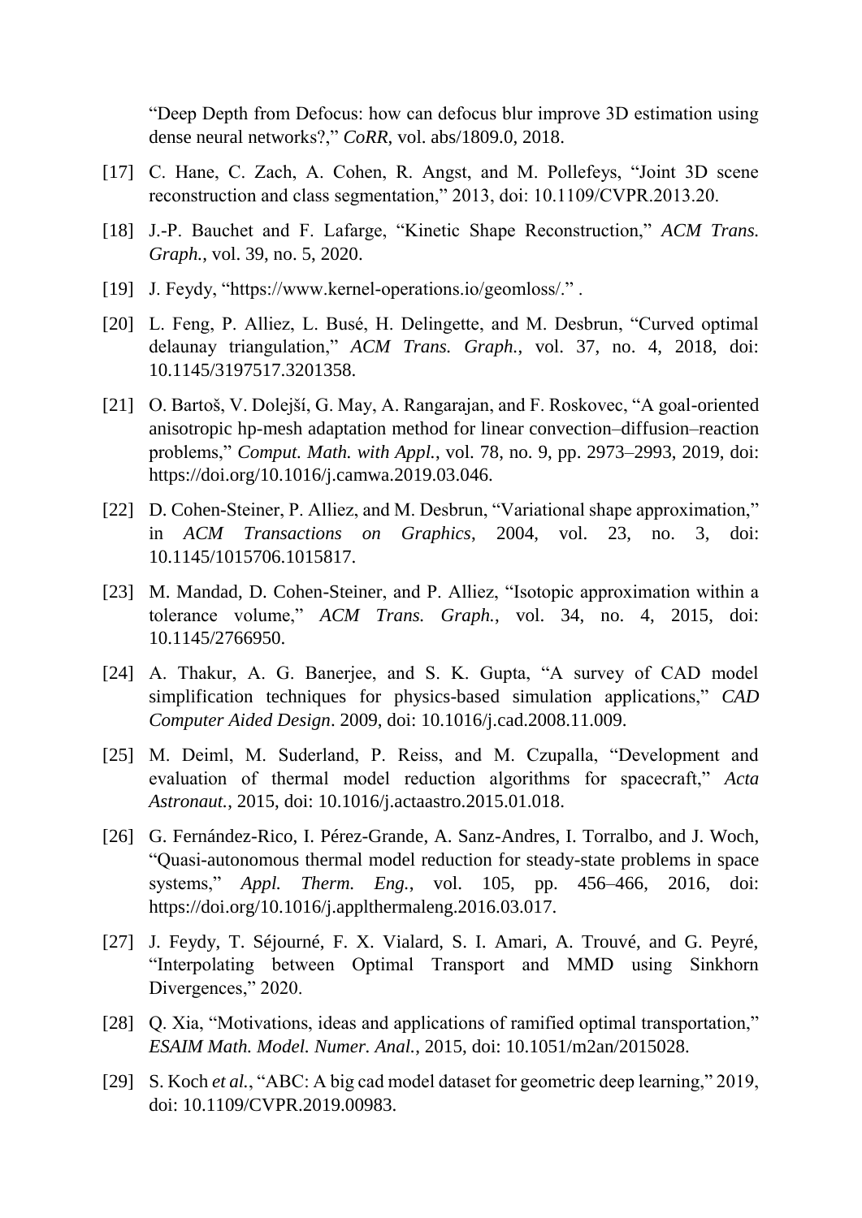"Deep Depth from Defocus: how can defocus blur improve 3D estimation using dense neural networks?," *CoRR*, vol. abs/1809.0, 2018.

[17] C. Hane, C. Zach, A. Cohen, R. Angst, and M. Pollefeys, "Joint 3D scene reconstruction and class segmentation," 2013, doi: 10.1109/CVPR.2013.20.

[18] J.-P. Bauchet and F. Lafarge, "Kinetic Shape Reconstruction," *ACM Trans. Graph.*, vol. 39, no. 5, 2020.

[19] J. Feydy, "https://www.kernel-operations.io/geomloss/." .

[20] L. Feng, P. Alliez, L. Busé, H. Delingette, and M. Desbrun, "Curved optimal delaunay triangulation," *ACM Trans. Graph.*, vol. 37, no. 4, 2018, doi: 10.1145/3197517.3201358.

[21] O. Bartoš, V. Dolejší, G. May, A. Rangarajan, and F. Roskovec, "A goal-oriented anisotropic hp-mesh adaptation method for linear convection–diffusion–reaction problems," *Comput. Math. with Appl.*, vol. 78, no. 9, pp. 2973–2993, 2019, doi: https://doi.org/10.1016/j.camwa.2019.03.046.

[22] D. Cohen-Steiner, P. Alliez, and M. Desbrun, "Variational shape approximation," in *ACM Transactions on Graphics*, 2004, vol. 23, no. 3, doi: 10.1145/1015706.1015817.

[23] M. Mandad, D. Cohen-Steiner, and P. Alliez, "Isotopic approximation within a tolerance volume," *ACM Trans. Graph.*, vol. 34, no. 4, 2015, doi: 10.1145/2766950.

[24] A. Thakur, A. G. Banerjee, and S. K. Gupta, "A survey of CAD model simplification techniques for physics-based simulation applications," *CAD Computer Aided Design*. 2009, doi: 10.1016/j.cad.2008.11.009.

[25] M. Deiml, M. Suderland, P. Reiss, and M. Czupalla, "Development and evaluation of thermal model reduction algorithms for spacecraft," *Acta Astronaut.*, 2015, doi: 10.1016/j.actaastro.2015.01.018.

[26] G. Fernández-Rico, I. Pérez-Grande, A. Sanz-Andres, I. Torralbo, and J. Woch, "Quasi-autonomous thermal model reduction for steady-state problems in space systems," *Appl. Therm. Eng.*, vol. 105, pp. 456–466, 2016, doi: https://doi.org/10.1016/j.applthermaleng.2016.03.017.

[27] J. Feydy, T. Séjourné, F. X. Vialard, S. I. Amari, A. Trouvé, and G. Peyré, "Interpolating between Optimal Transport and MMD using Sinkhorn Divergences," 2020.

[28] Q. Xia, "Motivations, ideas and applications of ramified optimal transportation," *ESAIM Math. Model. Numer. Anal.*, 2015, doi: 10.1051/m2an/2015028.

[29] S. Koch *et al.*, "ABC: A big cad model dataset for geometric deep learning," 2019, doi: 10.1109/CVPR.2019.00983.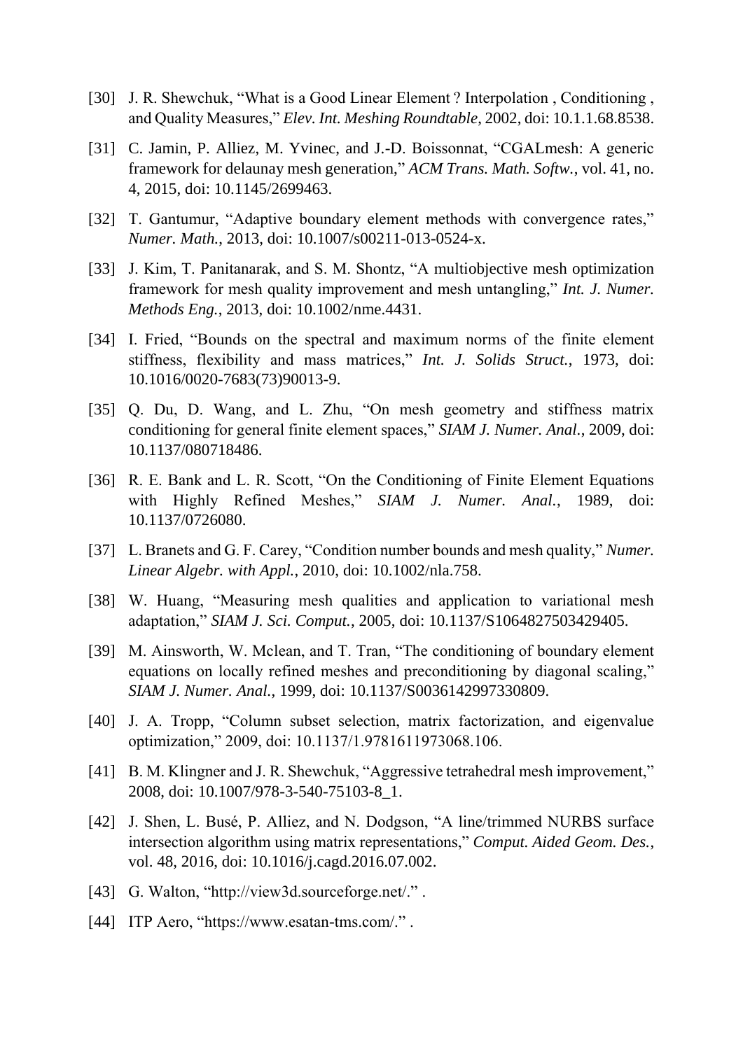[30] J. R. Shewchuk, "What is a Good Linear Element ? Interpolation , Conditioning , and Quality Measures," *Elev. Int. Meshing Roundtable*, 2002, doi: 10.1.1.68.8538.

[31] C. Jamin, P. Alliez, M. Yvinec, and J.-D. Boissonnat, "CGALmesh: A generic framework for delaunay mesh generation," *ACM Trans. Math. Softw.*, vol. 41, no. 4, 2015, doi: 10.1145/2699463.

[32] T. Gantumur, "Adaptive boundary element methods with convergence rates," *Numer. Math.*, 2013, doi: 10.1007/s00211-013-0524-x.

[33] J. Kim, T. Panitanarak, and S. M. Shontz, "A multiobjective mesh optimization framework for mesh quality improvement and mesh untangling," *Int. J. Numer. Methods Eng.*, 2013, doi: 10.1002/nme.4431.

[34] I. Fried, "Bounds on the spectral and maximum norms of the finite element stiffness, flexibility and mass matrices," *Int. J. Solids Struct.*, 1973, doi: 10.1016/0020-7683(73)90013-9.

[35] Q. Du, D. Wang, and L. Zhu, "On mesh geometry and stiffness matrix conditioning for general finite element spaces," *SIAM J. Numer. Anal.*, 2009, doi: 10.1137/080718486.

[36] R. E. Bank and L. R. Scott, "On the Conditioning of Finite Element Equations with Highly Refined Meshes," *SIAM J. Numer. Anal.*, 1989, doi: 10.1137/0726080.

[37] L. Branets and G. F. Carey, "Condition number bounds and mesh quality," *Numer. Linear Algebr. with Appl.*, 2010, doi: 10.1002/nla.758.

[38] W. Huang, "Measuring mesh qualities and application to variational mesh adaptation," *SIAM J. Sci. Comput.*, 2005, doi: 10.1137/S1064827503429405.

[39] M. Ainsworth, W. Mclean, and T. Tran, "The conditioning of boundary element equations on locally refined meshes and preconditioning by diagonal scaling," *SIAM J. Numer. Anal.*, 1999, doi: 10.1137/S0036142997330809.

[40] J. A. Tropp, "Column subset selection, matrix factorization, and eigenvalue optimization," 2009, doi: 10.1137/1.9781611973068.106.

[41] B. M. Klingner and J. R. Shewchuk, "Aggressive tetrahedral mesh improvement," 2008, doi: 10.1007/978-3-540-75103-8_1.

[42] J. Shen, L. Busé, P. Alliez, and N. Dodgson, "A line/trimmed NURBS surface intersection algorithm using matrix representations," *Comput. Aided Geom. Des.*, vol. 48, 2016, doi: 10.1016/j.cagd.2016.07.002.

[43] G. Walton, "http://view3d.sourceforge.net/." .

[44] ITP Aero, "https://www.esatan-tms.com/." .